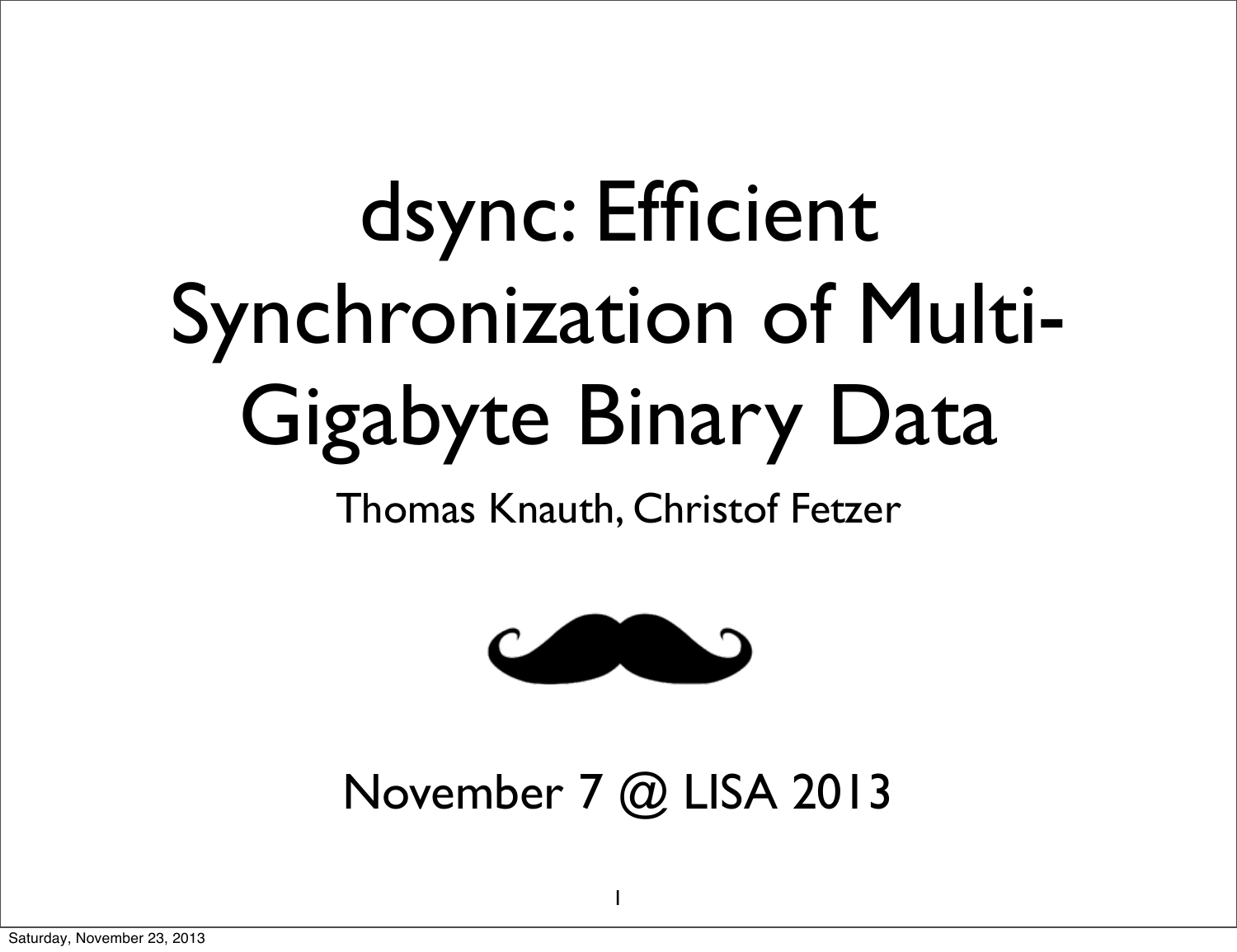# dsync: Efficient Synchronization of Multi-Gigabyte Binary Data

Thomas Knauth, Christof Fetzer

November 7 @ LISA 2013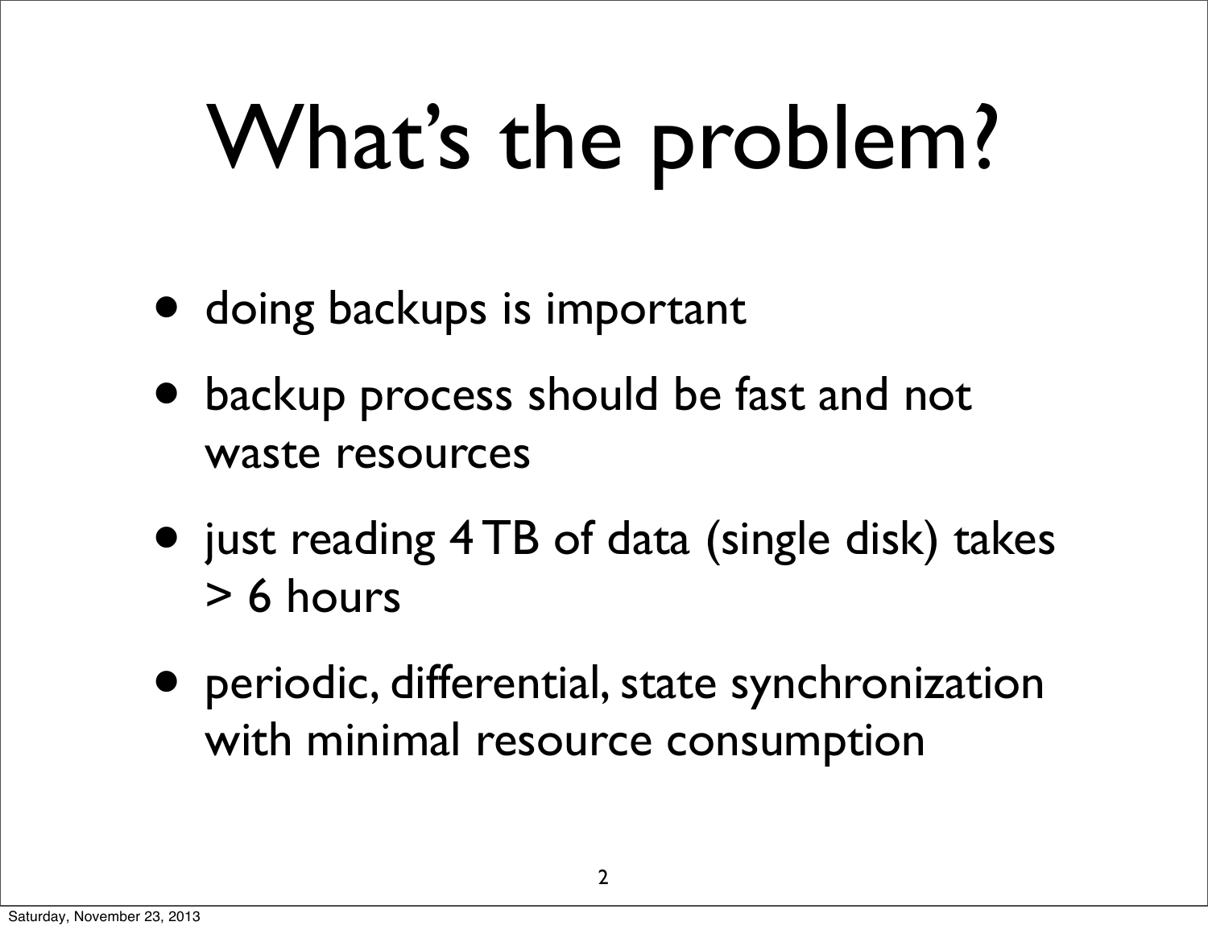# What's the problem?

- doing backups is important
- backup process should be fast and not waste resources
- just reading 4 TB of data (single disk) takes > 6 hours
- periodic, differential, state synchronization with minimal resource consumption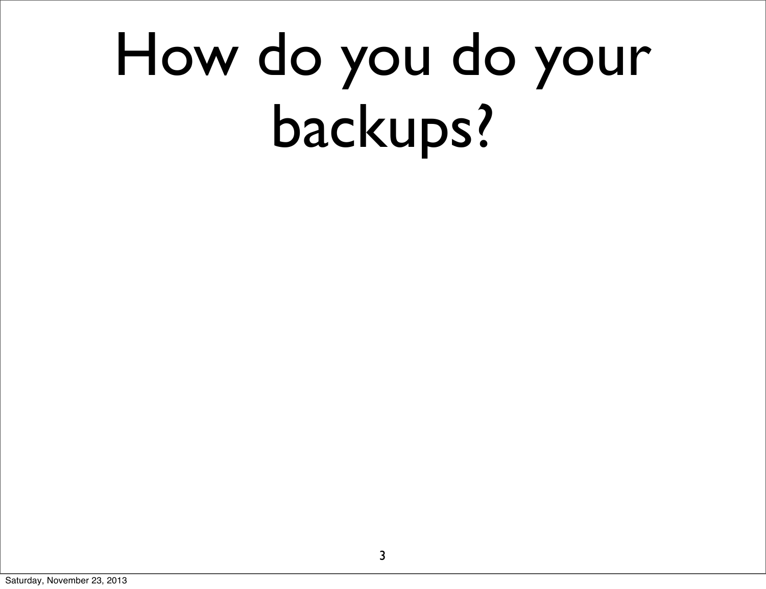# How do you do your backups?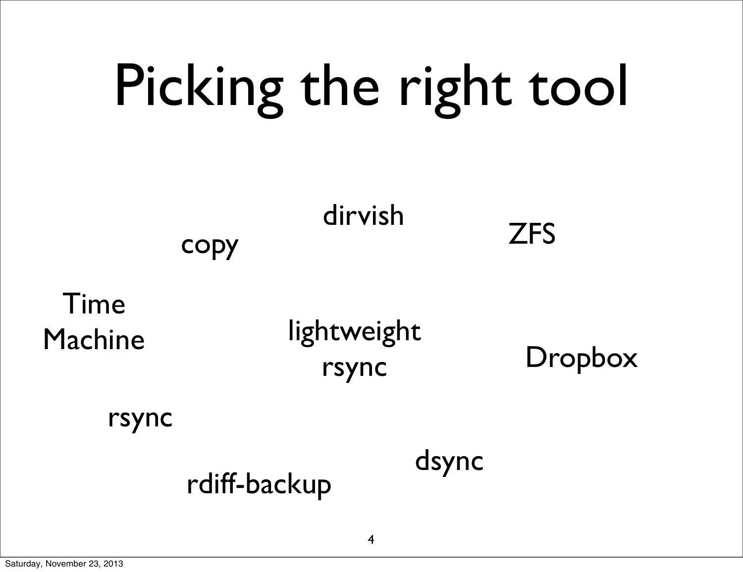# Picking the right tool

dirvish

copy

ZFS

Time Machine

lightweight rsync

Dropbox

rsync

dsync

rdiff-backup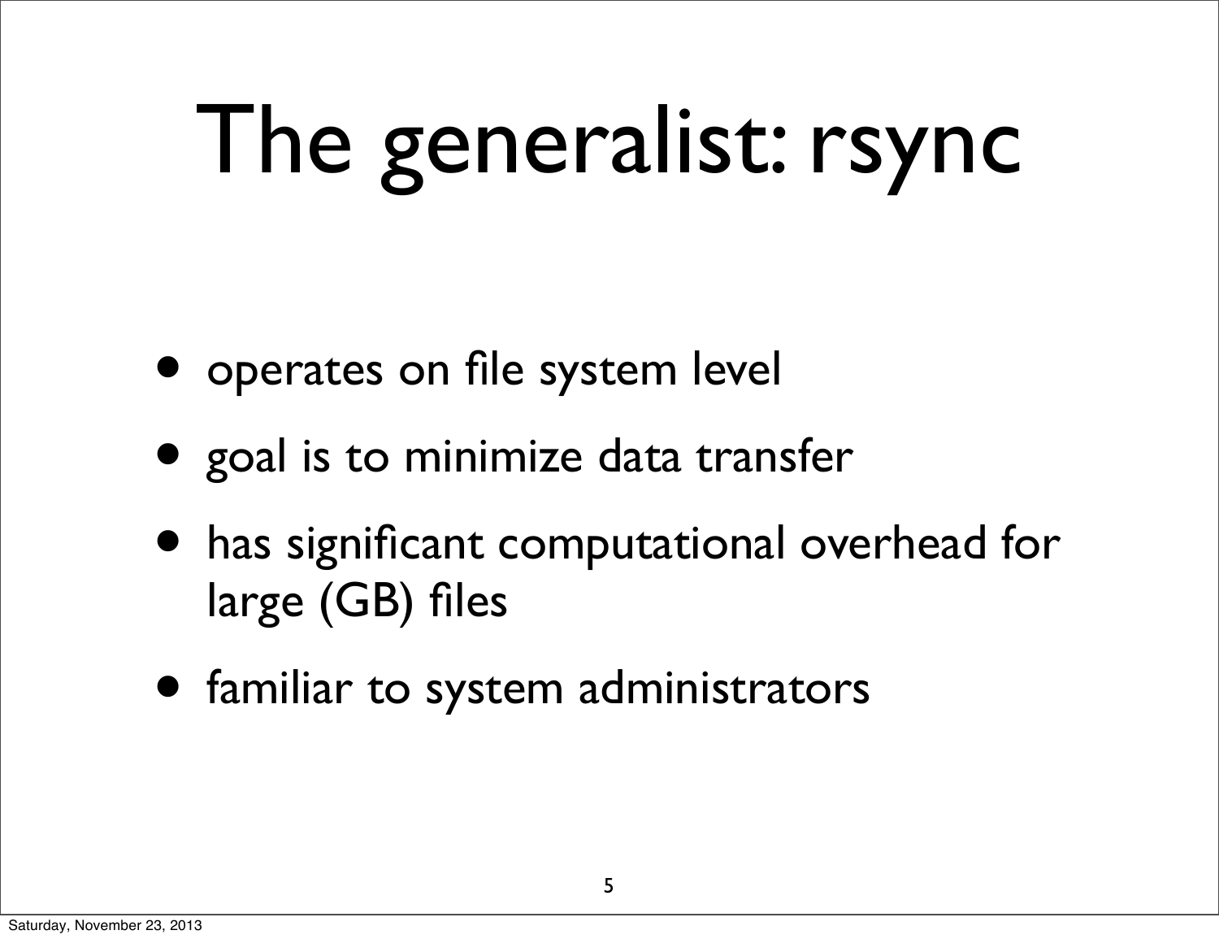# The generalist: rsync

- operates on file system level
- goal is to minimize data transfer
- has significant computational overhead for large (GB) files
- familiar to system administrators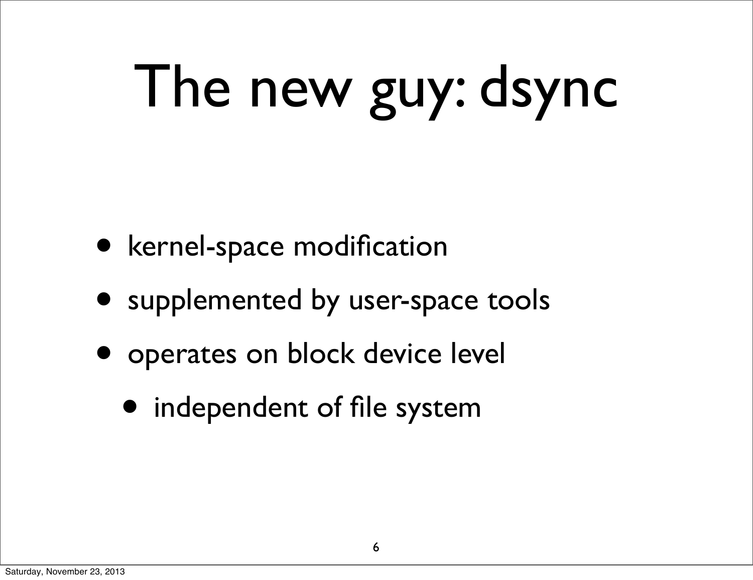# The new guy: dsync

- kernel-space modification
- supplemented by user-space tools
- operates on block device level
  - independent of file system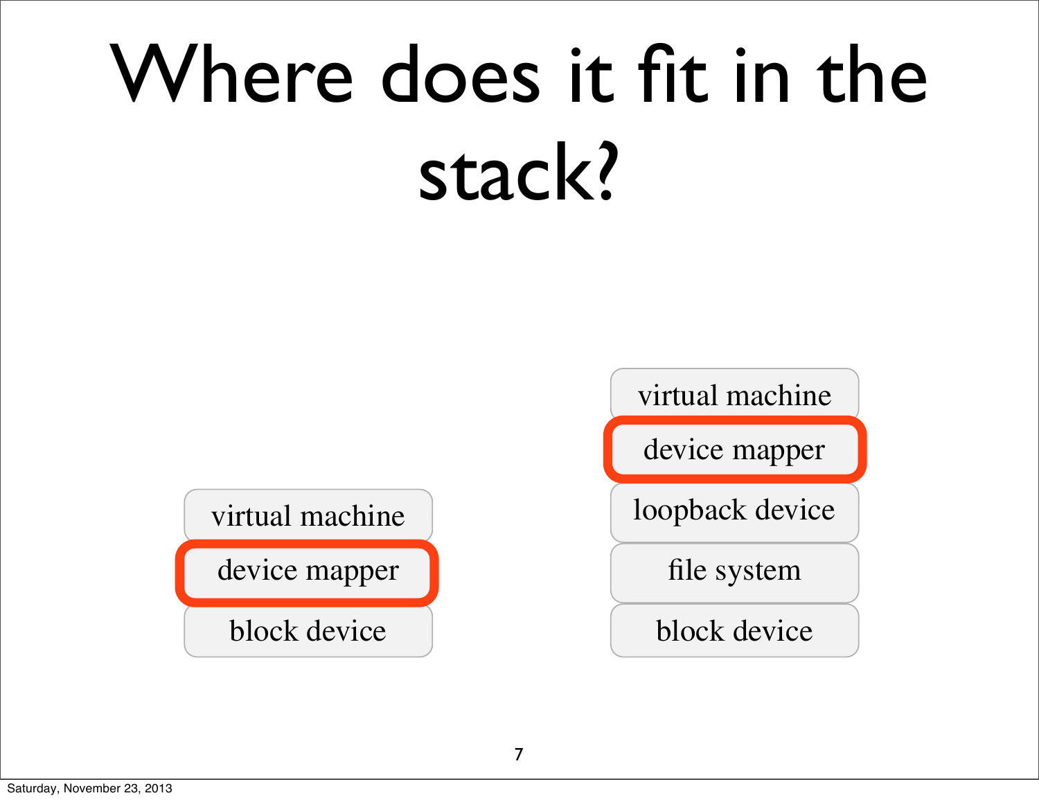# Where does it fit in the stack?

| virtual machine |
| --- |
| **device mapper** |
| block device |

| virtual machine |
| --- |
| **device mapper** |
| loopback device |
| file system |
| block device |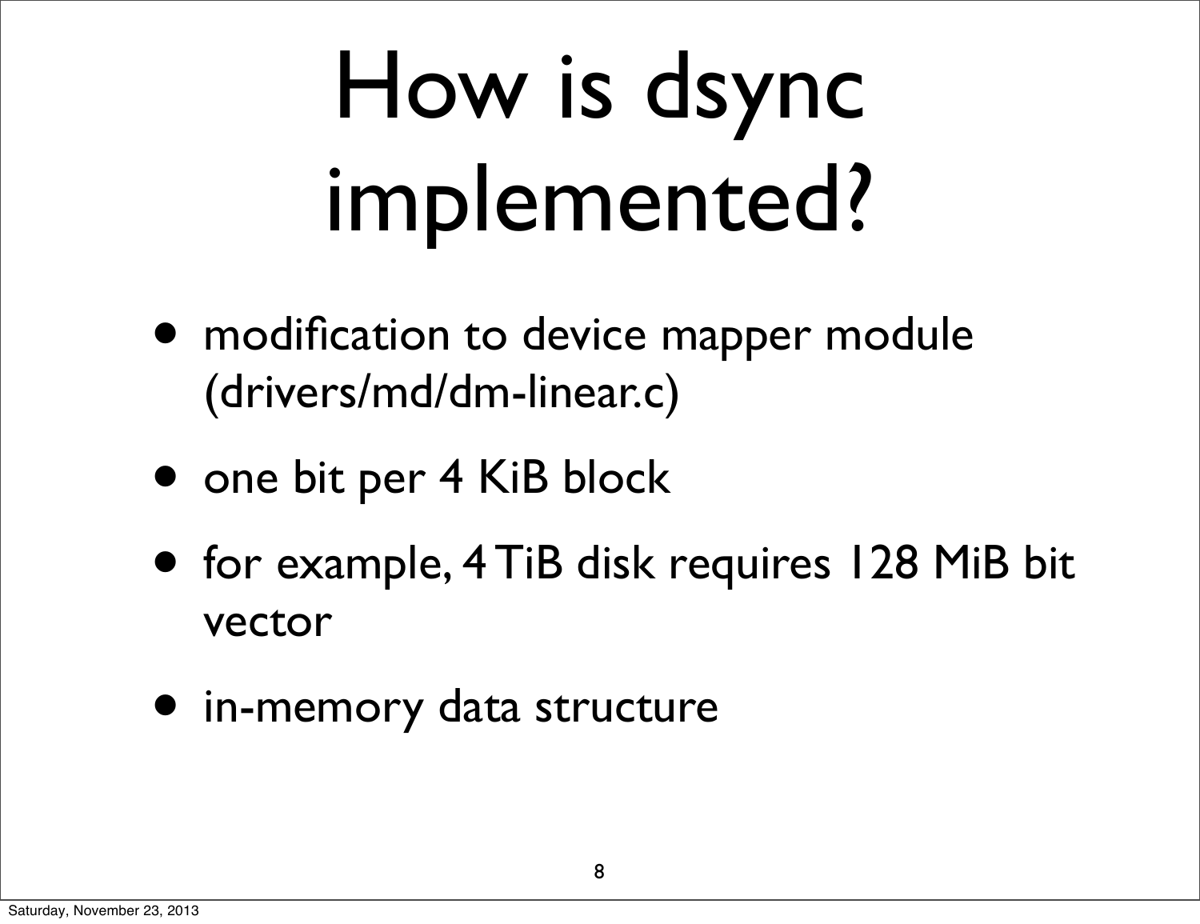# How is dsync implemented?

- modification to device mapper module (drivers/md/dm-linear.c)
- one bit per 4 KiB block
- for example, 4 TiB disk requires 128 MiB bit vector
- in-memory data structure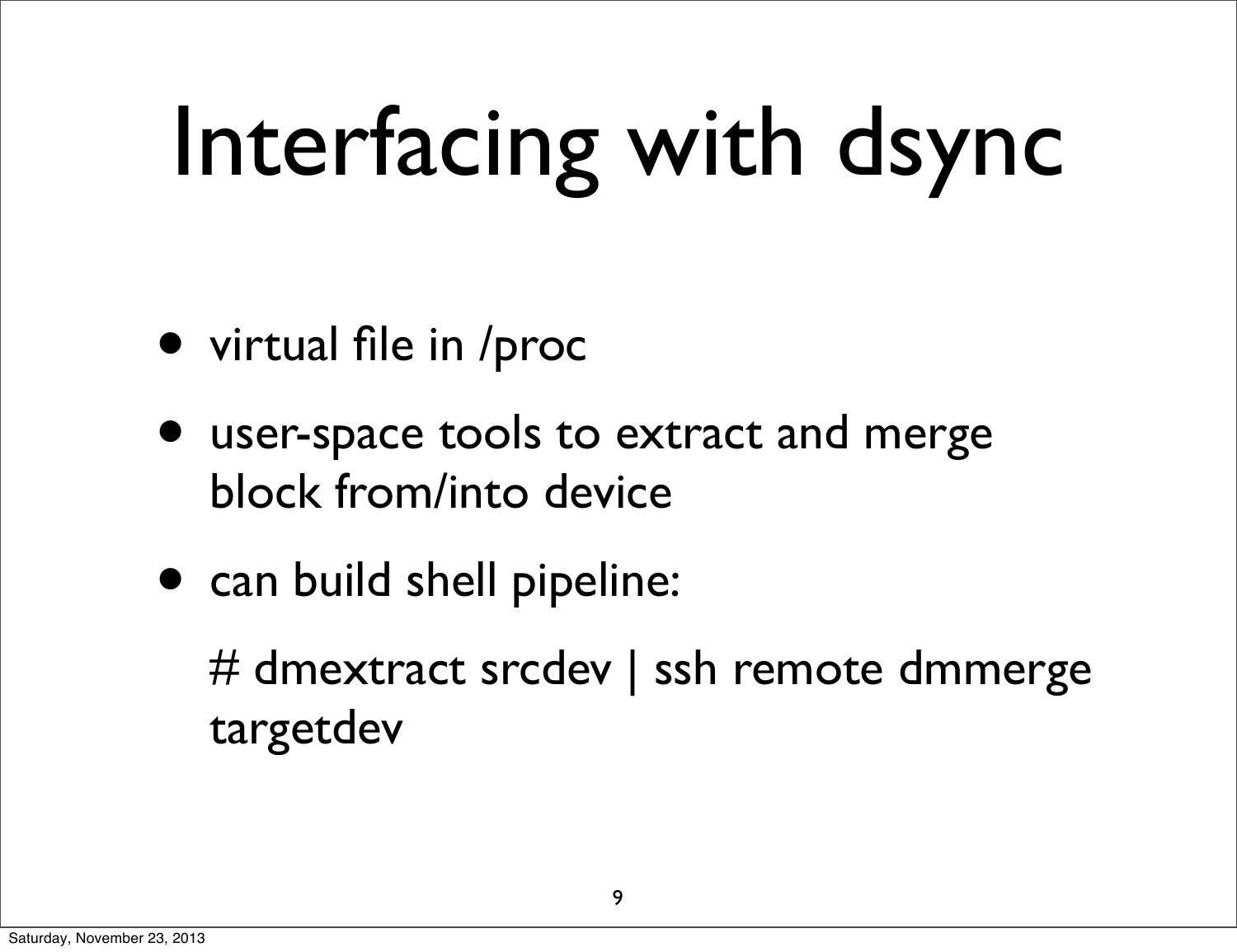# Interfacing with dsync

- virtual file in /proc
- user-space tools to extract and merge block from/into device
- can build shell pipeline:

  # dmextract srcdev | ssh remote dmmerge targetdev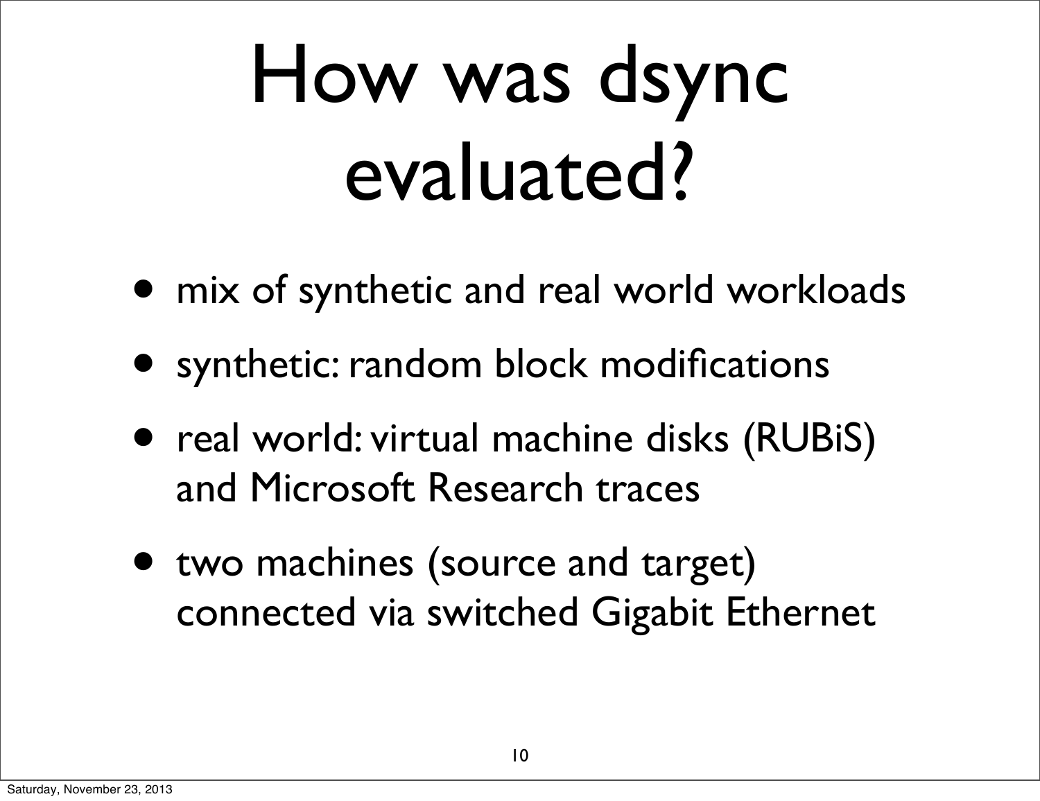# How was dsync evaluated?

- mix of synthetic and real world workloads
- synthetic: random block modifications
- real world: virtual machine disks (RUBiS) and Microsoft Research traces
- two machines (source and target) connected via switched Gigabit Ethernet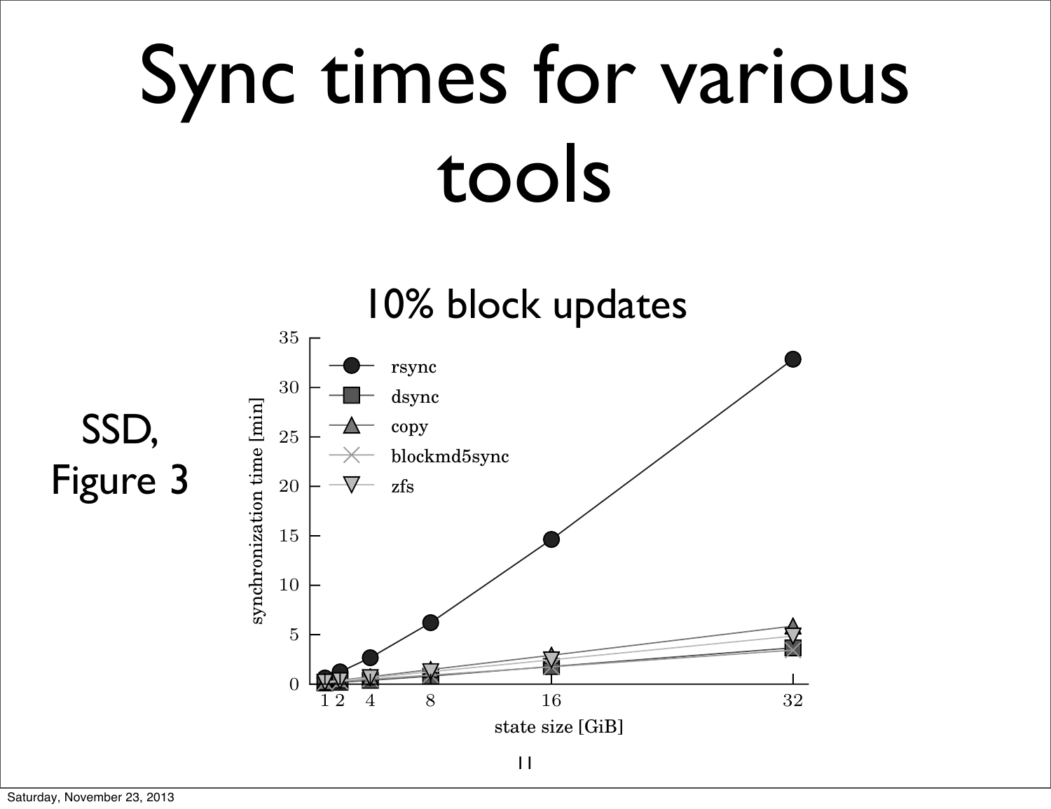# Sync times for various tools

SSD, Figure 3

10% block updates

synchronization time [min]

state size [GiB]

rsync

dsync

copy

blockmd5sync

zfs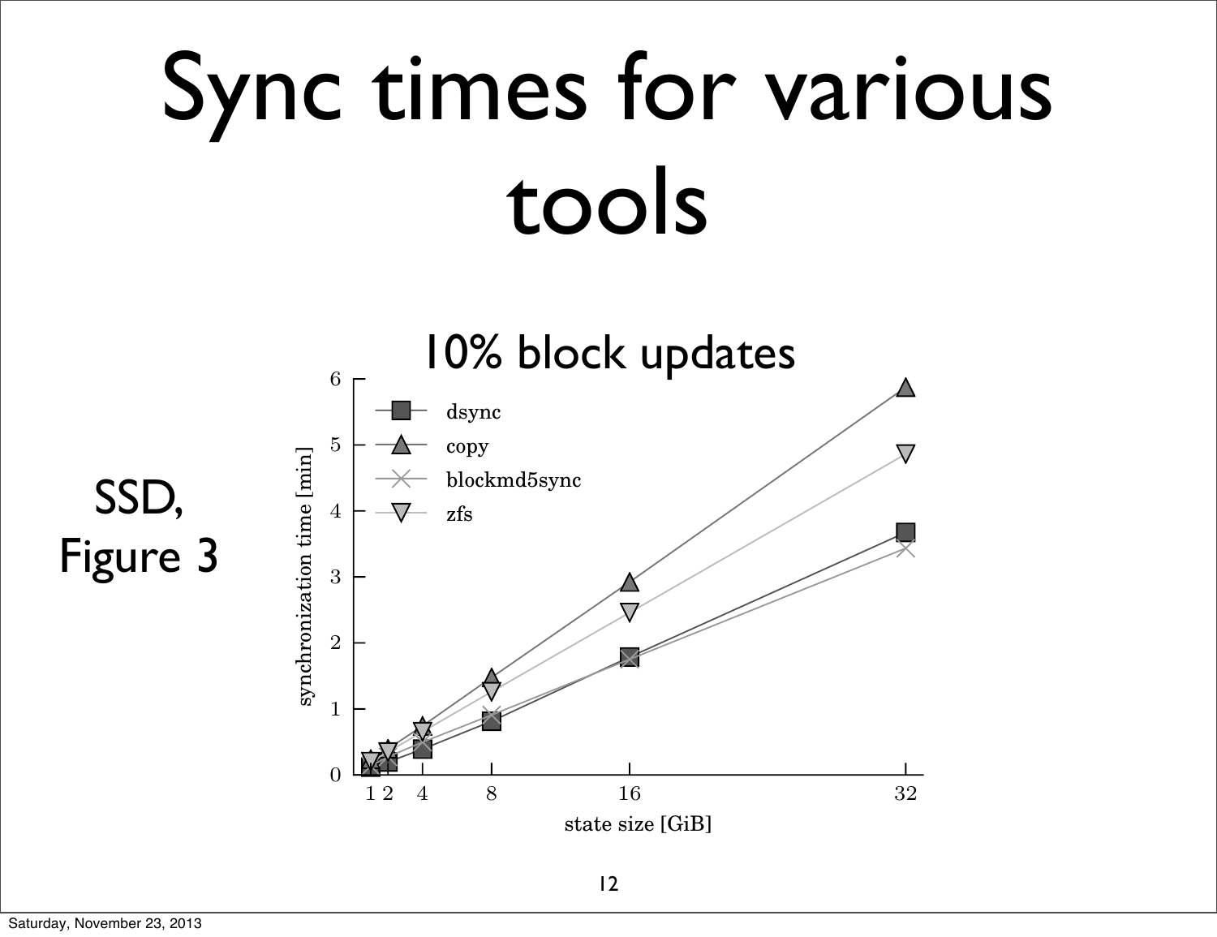# Sync times for various tools

SSD, Figure 3

10% block updates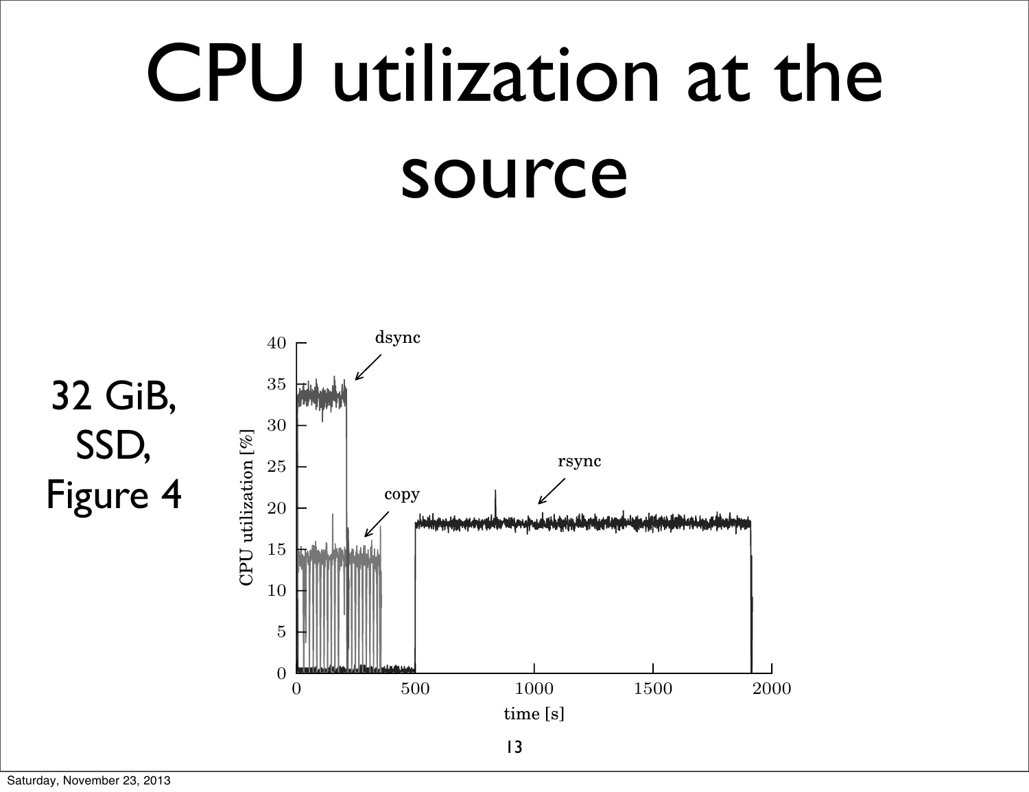# CPU utilization at the source

32 GiB, SSD, Figure 4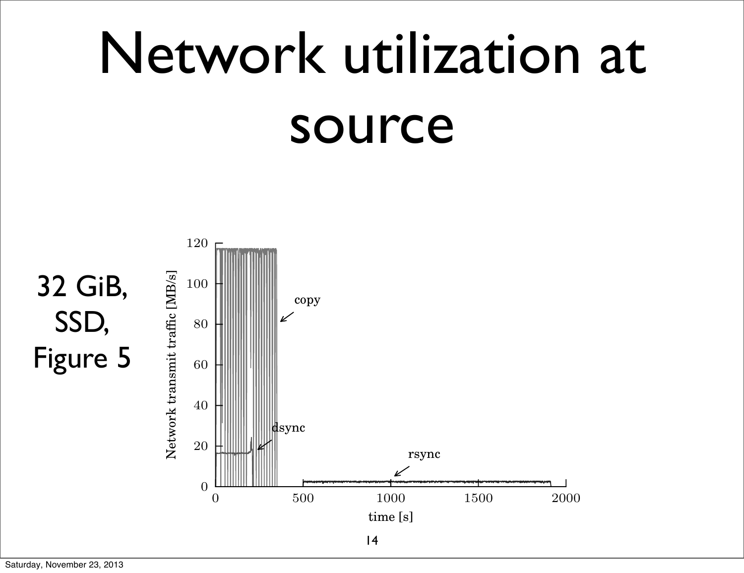# Network utilization at source

32 GiB, SSD, Figure 5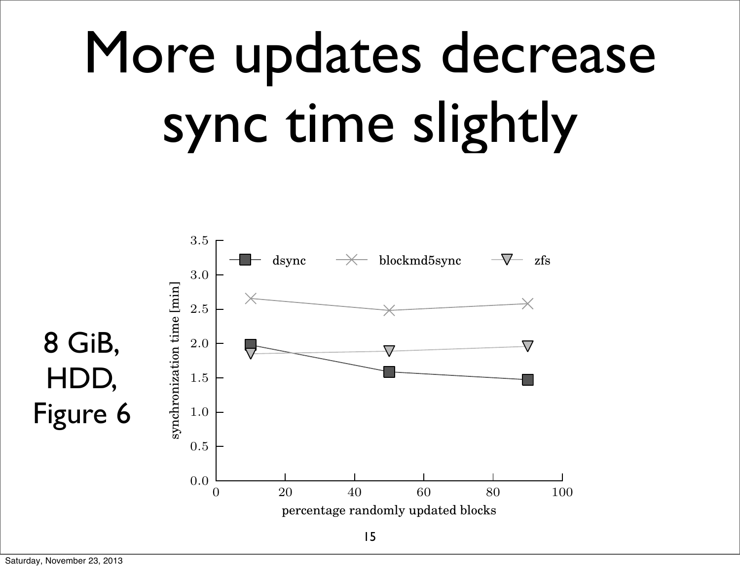# More updates decrease sync time slightly

8 GiB, HDD, Figure 6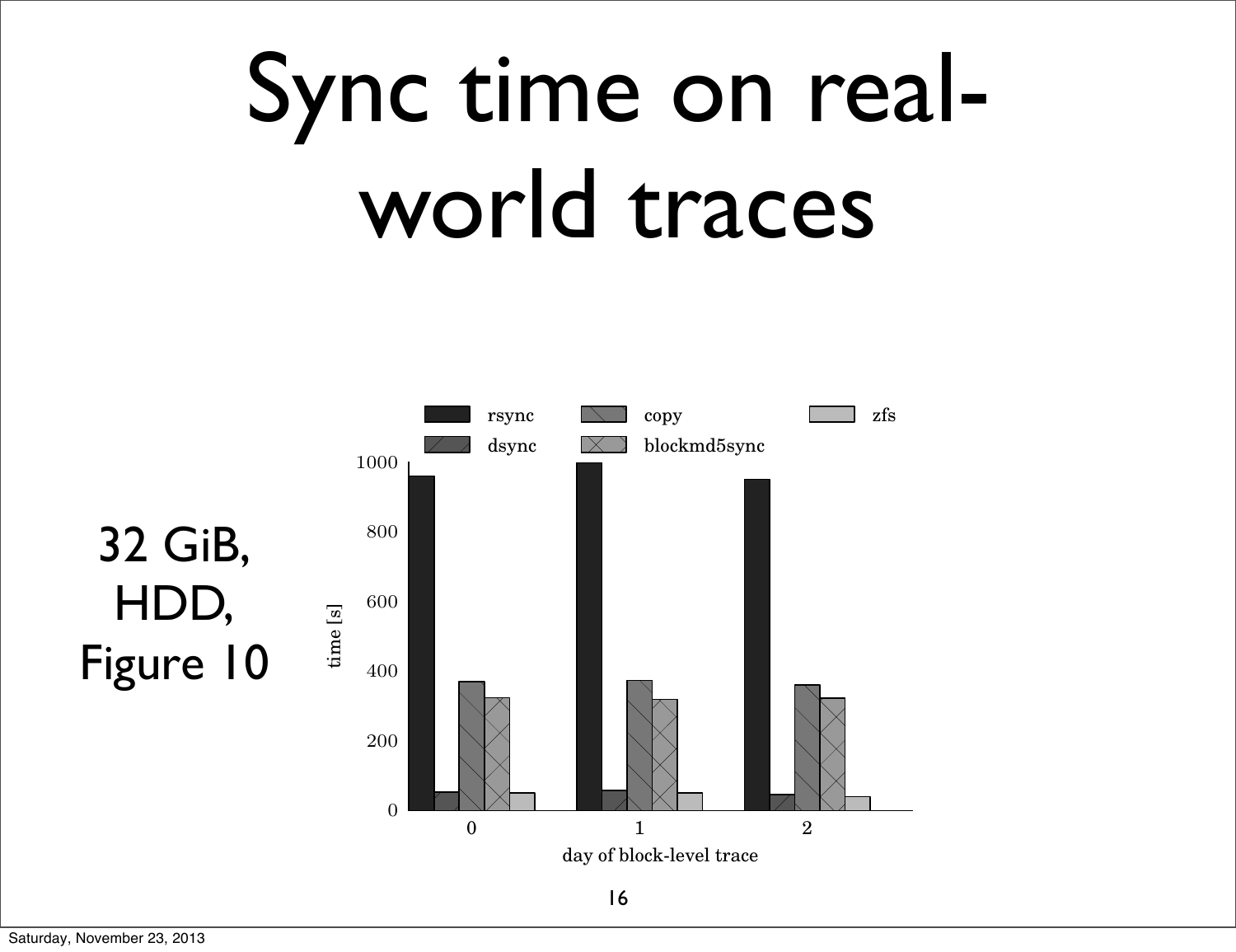# Sync time on real-world traces

32 GiB,
HDD,
Figure 10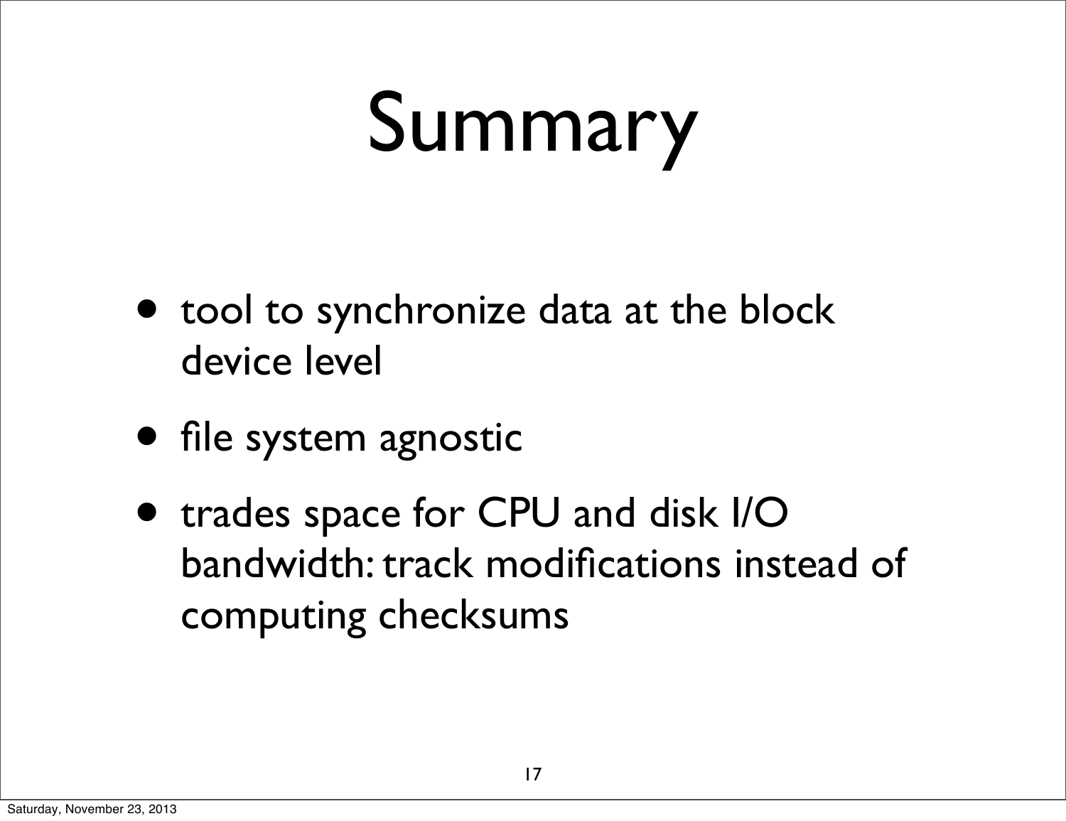# Summary

- tool to synchronize data at the block device level
- file system agnostic
- trades space for CPU and disk I/O bandwidth: track modifications instead of computing checksums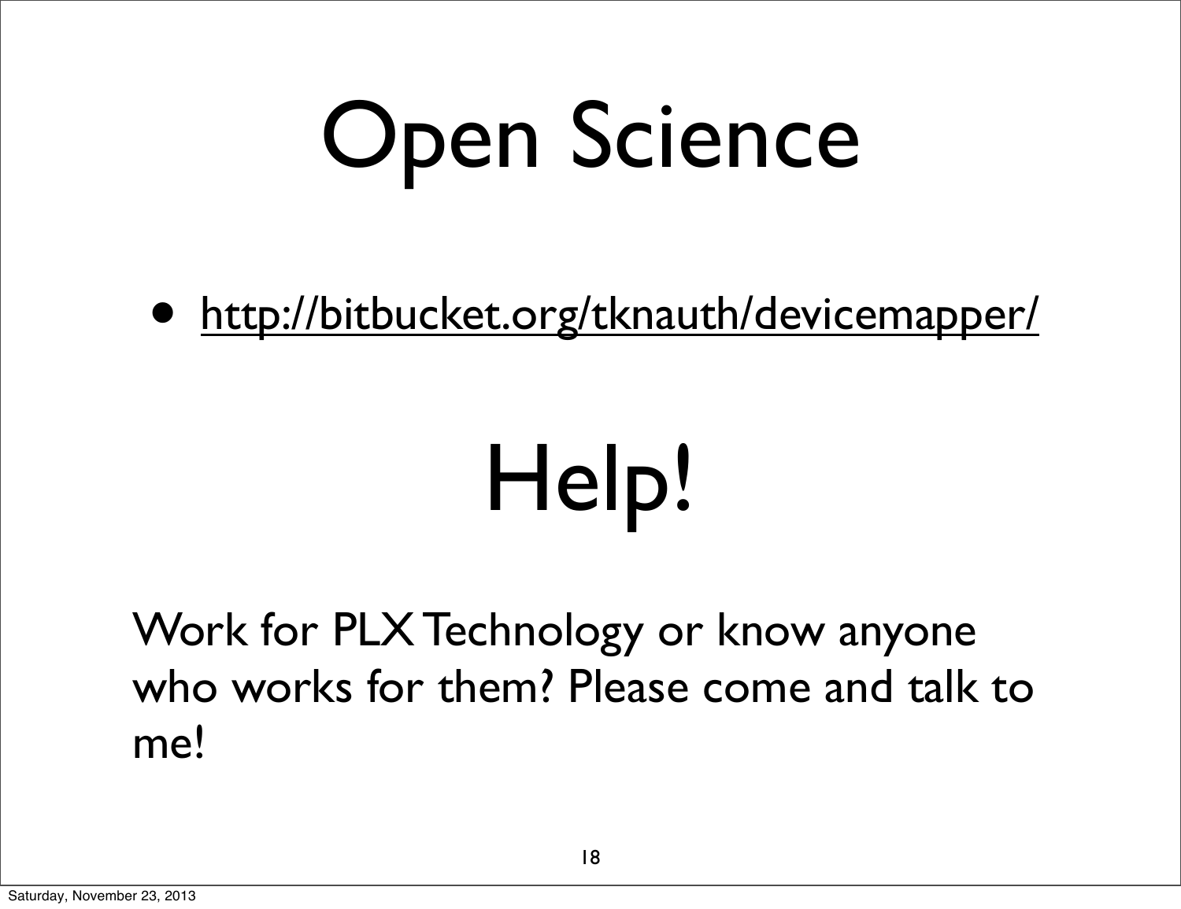# Open Science

- http://bitbucket.org/tknauth/devicemapper/

# Help!

Work for PLX Technology or know anyone who works for them? Please come and talk to me!